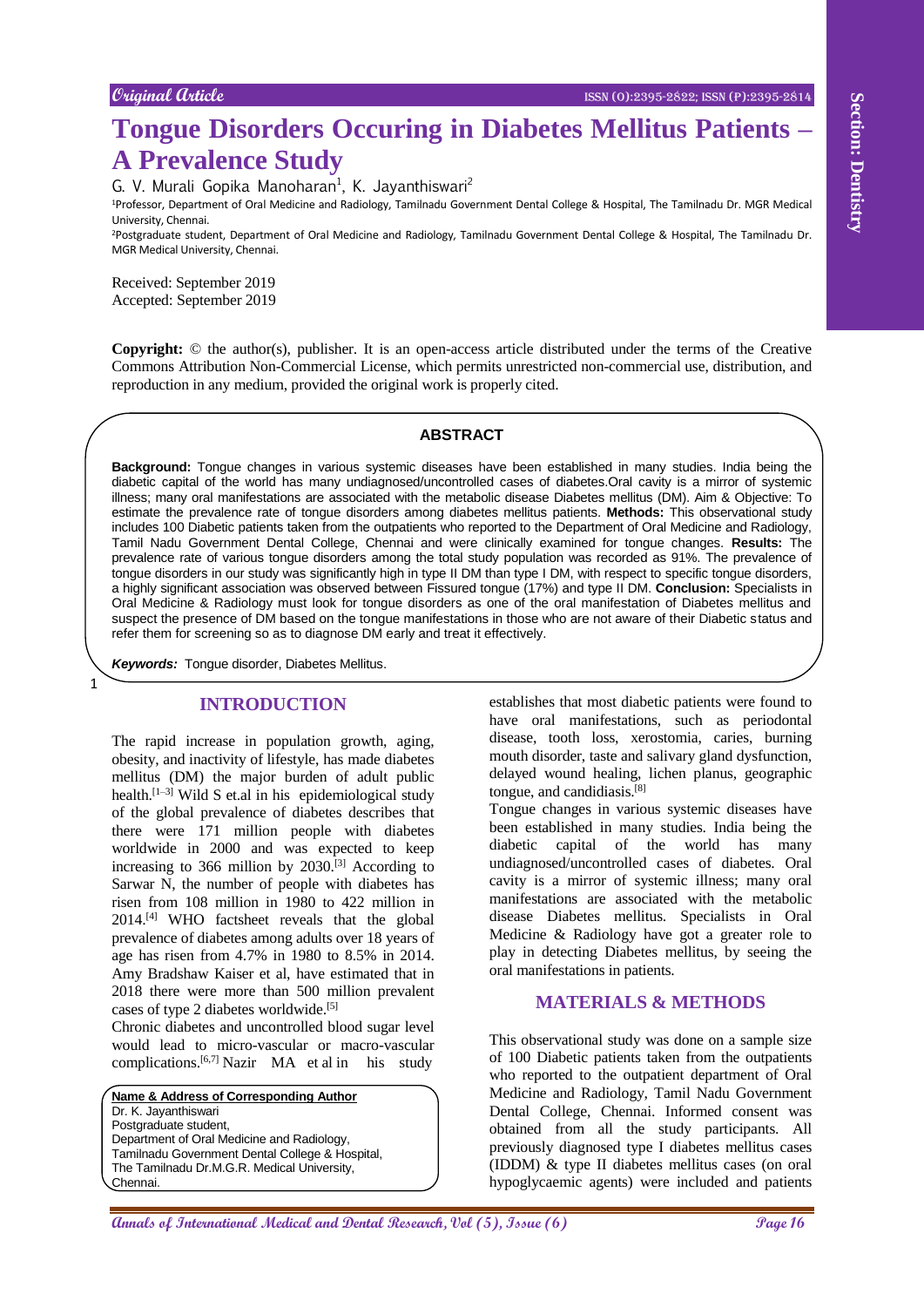Original Article

# Tongue Disorders Occuring in Diabetes Mellitus Patients – A Prevalence Study

G. V. Murali Gopika Manoharan[1], K. Jayanthiswari[2]

[1]Professor, Department of Oral Medicine and Radiology, Tamilnadu Government Dental College & Hospital, The Tamilnadu Dr. MGR Medical University, Chennai.

[2]Postgraduate student, Department of Oral Medicine and Radiology, Tamilnadu Government Dental College & Hospital, The Tamilnadu Dr. MGR Medical University, Chennai.

Received: September 2019
Accepted: September 2019

**Copyright:** © the author(s), publisher. It is an open-access article distributed under the terms of the Creative Commons Attribution Non-Commercial License, which permits unrestricted non-commercial use, distribution, and reproduction in any medium, provided the original work is properly cited.

## ABSTRACT

**Background:** Tongue changes in various systemic diseases have been established in many studies. India being the diabetic capital of the world has many undiagnosed/uncontrolled cases of diabetes.Oral cavity is a mirror of systemic illness; many oral manifestations are associated with the metabolic disease Diabetes mellitus (DM). Aim & Objective: To estimate the prevalence rate of tongue disorders among diabetes mellitus patients. **Methods:** This observational study includes 100 Diabetic patients taken from the outpatients who reported to the Department of Oral Medicine and Radiology, Tamil Nadu Government Dental College, Chennai and were clinically examined for tongue changes. **Results:** The prevalence rate of various tongue disorders among the total study population was recorded as 91%. The prevalence of tongue disorders in our study was significantly high in type II DM than type I DM, with respect to specific tongue disorders, a highly significant association was observed between Fissured tongue (17%) and type II DM. **Conclusion:** Specialists in Oral Medicine & Radiology must look for tongue disorders as one of the oral manifestation of Diabetes mellitus and suspect the presence of DM based on the tongue manifestations in those who are not aware of their Diabetic status and refer them for screening so as to diagnose DM early and treat it effectively.

***Keywords:*** Tongue disorder, Diabetes Mellitus.

## INTRODUCTION

The rapid increase in population growth, aging, obesity, and inactivity of lifestyle, has made diabetes mellitus (DM) the major burden of adult public health.[1–3] Wild S et.al in his epidemiological study of the global prevalence of diabetes describes that there were 171 million people with diabetes worldwide in 2000 and was expected to keep increasing to 366 million by 2030.[3] According to Sarwar N, the number of people with diabetes has risen from 108 million in 1980 to 422 million in 2014.[4] WHO factsheet reveals that the global prevalence of diabetes among adults over 18 years of age has risen from 4.7% in 1980 to 8.5% in 2014. Amy Bradshaw Kaiser et al, have estimated that in 2018 there were more than 500 million prevalent cases of type 2 diabetes worldwide.[5]

Chronic diabetes and uncontrolled blood sugar level would lead to micro-vascular or macro-vascular complications.[6,7] Nazir MA et al in his study establishes that most diabetic patients were found to have oral manifestations, such as periodontal disease, tooth loss, xerostomia, caries, burning mouth disorder, taste and salivary gland dysfunction, delayed wound healing, lichen planus, geographic tongue, and candidiasis.[8]

Tongue changes in various systemic diseases have been established in many studies. India being the diabetic capital of the world has many undiagnosed/uncontrolled cases of diabetes. Oral cavity is a mirror of systemic illness; many oral manifestations are associated with the metabolic disease Diabetes mellitus. Specialists in Oral Medicine & Radiology have got a greater role to play in detecting Diabetes mellitus, by seeing the oral manifestations in patients.

**Name & Address of Corresponding Author**
Dr. K. Jayanthiswari
Postgraduate student,
Department of Oral Medicine and Radiology,
Tamilnadu Government Dental College & Hospital,
The Tamilnadu Dr.M.G.R. Medical University,
Chennai.

## MATERIALS & METHODS

This observational study was done on a sample size of 100 Diabetic patients taken from the outpatients who reported to the outpatient department of Oral Medicine and Radiology, Tamil Nadu Government Dental College, Chennai. Informed consent was obtained from all the study participants. All previously diagnosed type I diabetes mellitus cases (IDDM) & type II diabetes mellitus cases (on oral hypoglycaemic agents) were included and patients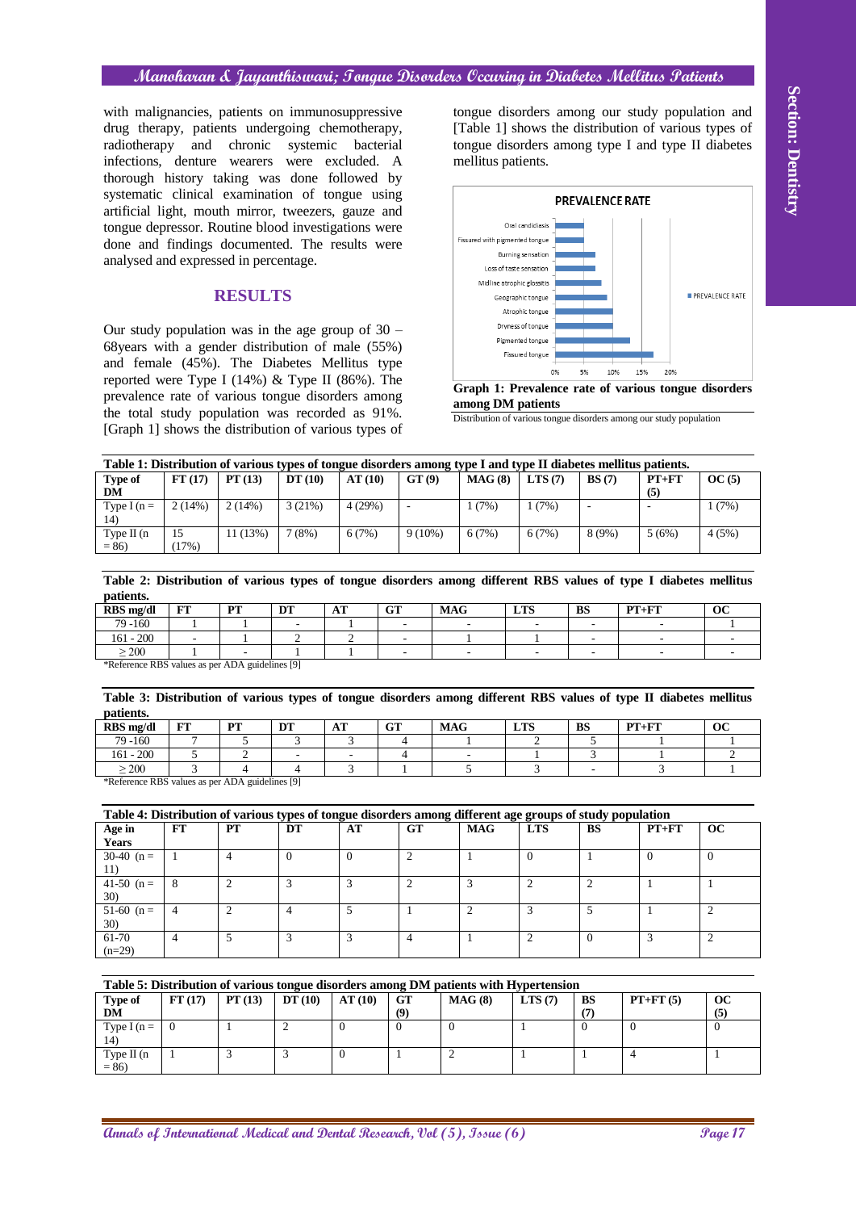with malignancies, patients on immunosuppressive drug therapy, patients undergoing chemotherapy, radiotherapy and chronic systemic bacterial infections, denture wearers were excluded. A thorough history taking was done followed by systematic clinical examination of tongue using artificial light, mouth mirror, tweezers, gauze and tongue depressor. Routine blood investigations were done and findings documented. The results were analysed and expressed in percentage.

## RESULTS

Our study population was in the age group of 30 – 68years with a gender distribution of male (55%) and female (45%). The Diabetes Mellitus type reported were Type I (14%) & Type II (86%). The prevalence rate of various tongue disorders among the total study population was recorded as 91%. [Graph 1] shows the distribution of various types of tongue disorders among our study population and [Table 1] shows the distribution of various types of tongue disorders among type I and type II diabetes mellitus patients.

**Graph 1: Prevalence rate of various tongue disorders among DM patients**

Distribution of various tongue disorders among our study population

**Table 1: Distribution of various types of tongue disorders among type I and type II diabetes mellitus patients.**

| Type of DM | FT (17) | PT (13) | DT (10) | AT (10) | GT (9) | MAG (8) | LTS (7) | BS (7) | PT+FT (5) | OC (5) |
|---|---|---|---|---|---|---|---|---|---|---|
| Type I (n = 14) | 2 (14%) | 2 (14%) | 3 (21%) | 4 (29%) | - | 1 (7%) | 1 (7%) | - | - | 1 (7%) |
| Type II (n = 86) | 15 (17%) | 11 (13%) | 7 (8%) | 6 (7%) | 9 (10%) | 6 (7%) | 6 (7%) | 8 (9%) | 5 (6%) | 4 (5%) |

**Table 2: Distribution of various types of tongue disorders among different RBS values of type I diabetes mellitus patients.**

| RBS mg/dl | FT | PT | DT | AT | GT | MAG | LTS | BS | PT+FT | OC |
|---|---|---|---|---|---|---|---|---|---|---|
| 79 -160 | 1 | 1 | - | 1 | - | - | - | - | - | 1 |
| 161 - 200 | - | 1 | 2 | 2 | - | 1 | 1 | - | - | - |
| ≥ 200 | 1 | - | 1 | 1 | - | - | - | - | - | - |

*Reference RBS values as per ADA guidelines [9]

**Table 3: Distribution of various types of tongue disorders among different RBS values of type II diabetes mellitus patients.**

| RBS mg/dl | FT | PT | DT | AT | GT | MAG | LTS | BS | PT+FT | OC |
|---|---|---|---|---|---|---|---|---|---|---|
| 79 -160 | 7 | 5 | 3 | 3 | 4 | 1 | 2 | 5 | 1 | 1 |
| 161 - 200 | 5 | 2 | - | - | 4 | - | 1 | 3 | 1 | 2 |
| ≥ 200 | 3 | 4 | 4 | 3 | 1 | 5 | 3 | - | 3 | 1 |

*Reference RBS values as per ADA guidelines [9]

**Table 4: Distribution of various types of tongue disorders among different age groups of study population**

| Age in Years | FT | PT | DT | AT | GT | MAG | LTS | BS | PT+FT | OC |
|---|---|---|---|---|---|---|---|---|---|---|
| 30-40 (n = 11) | 1 | 4 | 0 | 0 | 2 | 1 | 0 | 1 | 0 | 0 |
| 41-50 (n = 30) | 8 | 2 | 3 | 3 | 2 | 3 | 2 | 2 | 1 | 1 |
| 51-60 (n = 30) | 4 | 2 | 4 | 5 | 1 | 2 | 3 | 5 | 1 | 2 |
| 61-70 (n=29) | 4 | 5 | 3 | 3 | 4 | 1 | 2 | 0 | 3 | 2 |

**Table 5: Distribution of various tongue disorders among DM patients with Hypertension**

| Type of DM | FT (17) | PT (13) | DT (10) | AT (10) | GT (9) | MAG (8) | LTS (7) | BS (7) | PT+FT (5) | OC (5) |
|---|---|---|---|---|---|---|---|---|---|---|
| Type I (n = 14) | 0 | 1 | 2 | 0 | 0 | 0 | 1 | 0 | 0 | 0 |
| Type II (n = 86) | 1 | 3 | 3 | 0 | 1 | 2 | 1 | 1 | 4 | 1 |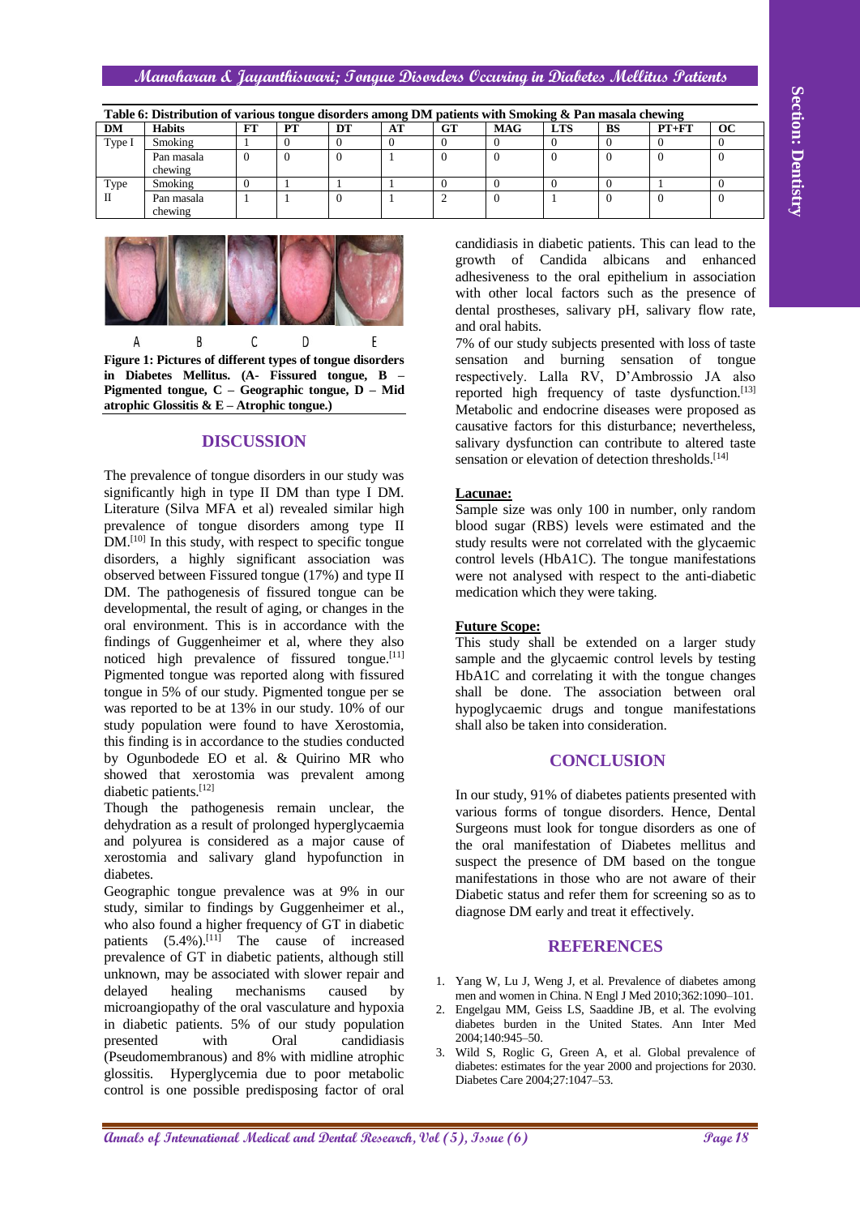**Table 6: Distribution of various tongue disorders among DM patients with Smoking & Pan masala chewing**

| DM | Habits | FT | PT | DT | AT | GT | MAG | LTS | BS | PT+FT | OC |
|---|---|---|---|---|---|---|---|---|---|---|---|
| Type I | Smoking | 1 | 0 | 0 | 0 | 0 | 0 | 0 | 0 | 0 | 0 |
| | Pan masala chewing | 0 | 0 | 0 | 1 | 0 | 0 | 0 | 0 | 0 | 0 |
| Type II | Smoking | 0 | 1 | 1 | 1 | 0 | 0 | 0 | 0 | 1 | 0 |
| | Pan masala chewing | 1 | 1 | 0 | 1 | 2 | 0 | 1 | 0 | 0 | 0 |

A B C D E

**Figure 1: Pictures of different types of tongue disorders in Diabetes Mellitus. (A- Fissured tongue, B – Pigmented tongue, C – Geographic tongue, D – Mid atrophic Glossitis & E – Atrophic tongue.)**

## DISCUSSION

The prevalence of tongue disorders in our study was significantly high in type II DM than type I DM. Literature (Silva MFA et al) revealed similar high prevalence of tongue disorders among type II DM.[10] In this study, with respect to specific tongue disorders, a highly significant association was observed between Fissured tongue (17%) and type II DM. The pathogenesis of fissured tongue can be developmental, the result of aging, or changes in the oral environment. This is in accordance with the findings of Guggenheimer et al, where they also noticed high prevalence of fissured tongue.[11] Pigmented tongue was reported along with fissured tongue in 5% of our study. Pigmented tongue per se was reported to be at 13% in our study. 10% of our study population were found to have Xerostomia, this finding is in accordance to the studies conducted by Ogunbodede EO et al. & Quirino MR who showed that xerostomia was prevalent among diabetic patients.[12]

Though the pathogenesis remain unclear, the dehydration as a result of prolonged hyperglycaemia and polyurea is considered as a major cause of xerostomia and salivary gland hypofunction in diabetes.

Geographic tongue prevalence was at 9% in our study, similar to findings by Guggenheimer et al., who also found a higher frequency of GT in diabetic patients (5.4%).[11] The cause of increased prevalence of GT in diabetic patients, although still unknown, may be associated with slower repair and delayed healing mechanisms caused by microangiopathy of the oral vasculature and hypoxia in diabetic patients. 5% of our study population presented with Oral candidiasis (Pseudomembranous) and 8% with midline atrophic glossitis. Hyperglycemia due to poor metabolic control is one possible predisposing factor of oral candidiasis in diabetic patients. This can lead to the growth of Candida albicans and enhanced adhesiveness to the oral epithelium in association with other local factors such as the presence of dental prostheses, salivary pH, salivary flow rate, and oral habits.

7% of our study subjects presented with loss of taste sensation and burning sensation of tongue respectively. Lalla RV, D'Ambrossio JA also reported high frequency of taste dysfunction.[13] Metabolic and endocrine diseases were proposed as causative factors for this disturbance; nevertheless, salivary dysfunction can contribute to altered taste sensation or elevation of detection thresholds.[14]

**Lacunae:**

Sample size was only 100 in number, only random blood sugar (RBS) levels were estimated and the study results were not correlated with the glycaemic control levels (HbA1C). The tongue manifestations were not analysed with respect to the anti-diabetic medication which they were taking.

**Future Scope:**

This study shall be extended on a larger study sample and the glycaemic control levels by testing HbA1C and correlating it with the tongue changes shall be done. The association between oral hypoglycaemic drugs and tongue manifestations shall also be taken into consideration.

## CONCLUSION

In our study, 91% of diabetes patients presented with various forms of tongue disorders. Hence, Dental Surgeons must look for tongue disorders as one of the oral manifestation of Diabetes mellitus and suspect the presence of DM based on the tongue manifestations in those who are not aware of their Diabetic status and refer them for screening so as to diagnose DM early and treat it effectively.

## REFERENCES

1. Yang W, Lu J, Weng J, et al. Prevalence of diabetes among men and women in China. N Engl J Med 2010;362:1090–101.
2. Engelgau MM, Geiss LS, Saaddine JB, et al. The evolving diabetes burden in the United States. Ann Inter Med 2004;140:945–50.
3. Wild S, Roglic G, Green A, et al. Global prevalence of diabetes: estimates for the year 2000 and projections for 2030. Diabetes Care 2004;27:1047–53.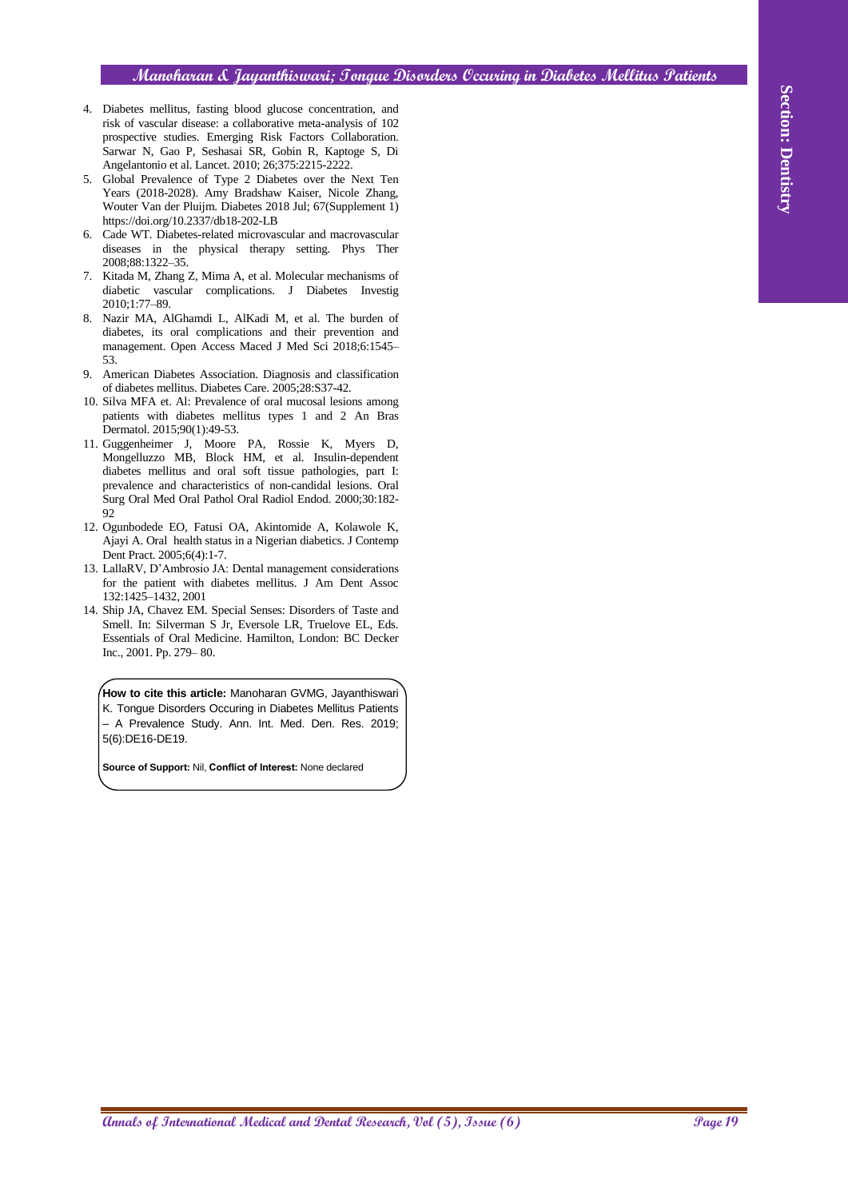4. Diabetes mellitus, fasting blood glucose concentration, and risk of vascular disease: a collaborative meta-analysis of 102 prospective studies. Emerging Risk Factors Collaboration. Sarwar N, Gao P, Seshasai SR, Gobin R, Kaptoge S, Di Angelantonio et al. Lancet. 2010; 26;375:2215-2222.
5. Global Prevalence of Type 2 Diabetes over the Next Ten Years (2018-2028). Amy Bradshaw Kaiser, Nicole Zhang, Wouter Van der Pluijm. Diabetes 2018 Jul; 67(Supplement 1) https://doi.org/10.2337/db18-202-LB
6. Cade WT. Diabetes-related microvascular and macrovascular diseases in the physical therapy setting. Phys Ther 2008;88:1322–35.
7. Kitada M, Zhang Z, Mima A, et al. Molecular mechanisms of diabetic vascular complications. J Diabetes Investig 2010;1:77–89.
8. Nazir MA, AlGhamdi L, AlKadi M, et al. The burden of diabetes, its oral complications and their prevention and management. Open Access Maced J Med Sci 2018;6:1545–53.
9. American Diabetes Association. Diagnosis and classification of diabetes mellitus. Diabetes Care. 2005;28:S37-42.
10. Silva MFA et. Al: Prevalence of oral mucosal lesions among patients with diabetes mellitus types 1 and 2 An Bras Dermatol. 2015;90(1):49-53.
11. Guggenheimer J, Moore PA, Rossie K, Myers D, Mongelluzzo MB, Block HM, et al. Insulin-dependent diabetes mellitus and oral soft tissue pathologies, part I: prevalence and characteristics of non-candidal lesions. Oral Surg Oral Med Oral Pathol Oral Radiol Endod. 2000;30:182-92
12. Ogunbodede EO, Fatusi OA, Akintomide A, Kolawole K, Ajayi A. Oral health status in a Nigerian diabetics. J Contemp Dent Pract. 2005;6(4):1-7.
13. LallaRV, D'Ambrosio JA: Dental management considerations for the patient with diabetes mellitus. J Am Dent Assoc 132:1425–1432, 2001
14. Ship JA, Chavez EM. Special Senses: Disorders of Taste and Smell. In: Silverman S Jr, Eversole LR, Truelove EL, Eds. Essentials of Oral Medicine. Hamilton, London: BC Decker Inc., 2001. Pp. 279– 80.

**How to cite this article:** Manoharan GVMG, Jayanthiswari K. Tongue Disorders Occuring in Diabetes Mellitus Patients – A Prevalence Study. Ann. Int. Med. Den. Res. 2019; 5(6):DE16-DE19.

**Source of Support:** Nil, **Conflict of Interest:** None declared